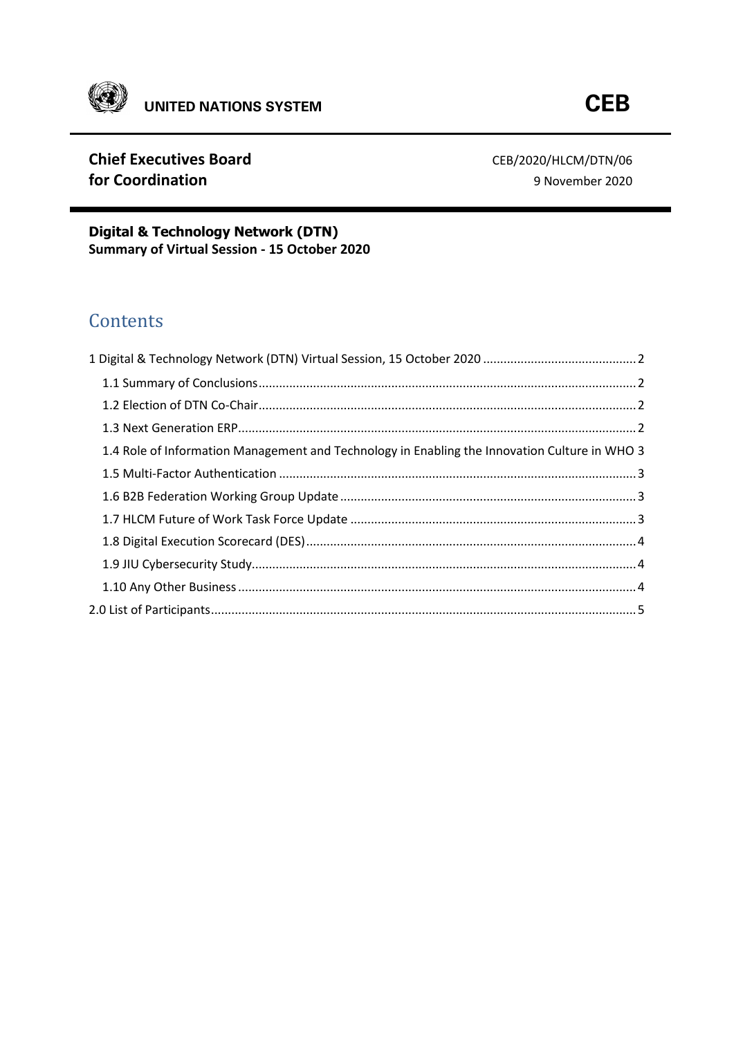UNITED NATIONS SYSTEM

**CEB**

**Chief Executives Board for Coordination**

CEB/2020/HLCM/DTN/06
9 November 2020

**Digital & Technology Network (DTN)**
**Summary of Virtual Session - 15 October 2020**

## Contents

1 Digital & Technology Network (DTN) Virtual Session, 15 October 2020 ........ 2
- 1.1 Summary of Conclusions ........ 2
- 1.2 Election of DTN Co-Chair ........ 2
- 1.3 Next Generation ERP ........ 2
- 1.4 Role of Information Management and Technology in Enabling the Innovation Culture in WHO 3
- 1.5 Multi-Factor Authentication ........ 3
- 1.6 B2B Federation Working Group Update ........ 3
- 1.7 HLCM Future of Work Task Force Update ........ 3
- 1.8 Digital Execution Scorecard (DES) ........ 4
- 1.9 JIU Cybersecurity Study ........ 4
- 1.10 Any Other Business ........ 4

2.0 List of Participants ........ 5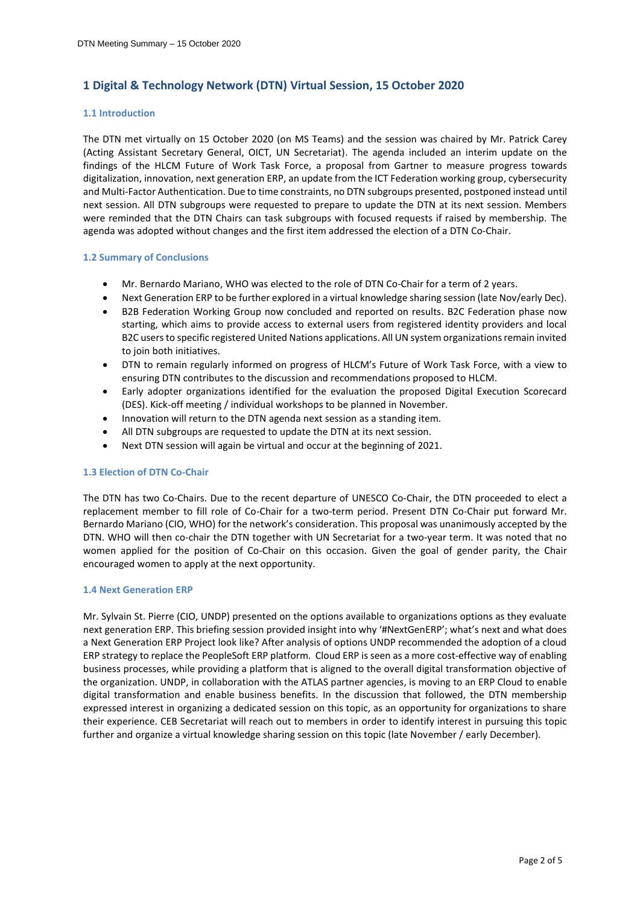# 1 Digital & Technology Network (DTN) Virtual Session, 15 October 2020

## 1.1 Introduction

The DTN met virtually on 15 October 2020 (on MS Teams) and the session was chaired by Mr. Patrick Carey (Acting Assistant Secretary General, OICT, UN Secretariat). The agenda included an interim update on the findings of the HLCM Future of Work Task Force, a proposal from Gartner to measure progress towards digitalization, innovation, next generation ERP, an update from the ICT Federation working group, cybersecurity and Multi-Factor Authentication. Due to time constraints, no DTN subgroups presented, postponed instead until next session. All DTN subgroups were requested to prepare to update the DTN at its next session. Members were reminded that the DTN Chairs can task subgroups with focused requests if raised by membership. The agenda was adopted without changes and the first item addressed the election of a DTN Co-Chair.

## 1.2 Summary of Conclusions

- Mr. Bernardo Mariano, WHO was elected to the role of DTN Co-Chair for a term of 2 years.
- Next Generation ERP to be further explored in a virtual knowledge sharing session (late Nov/early Dec).
- B2B Federation Working Group now concluded and reported on results. B2C Federation phase now starting, which aims to provide access to external users from registered identity providers and local B2C users to specific registered United Nations applications. All UN system organizations remain invited to join both initiatives.
- DTN to remain regularly informed on progress of HLCM's Future of Work Task Force, with a view to ensuring DTN contributes to the discussion and recommendations proposed to HLCM.
- Early adopter organizations identified for the evaluation the proposed Digital Execution Scorecard (DES). Kick-off meeting / individual workshops to be planned in November.
- Innovation will return to the DTN agenda next session as a standing item.
- All DTN subgroups are requested to update the DTN at its next session.
- Next DTN session will again be virtual and occur at the beginning of 2021.

## 1.3 Election of DTN Co-Chair

The DTN has two Co-Chairs. Due to the recent departure of UNESCO Co-Chair, the DTN proceeded to elect a replacement member to fill role of Co-Chair for a two-term period. Present DTN Co-Chair put forward Mr. Bernardo Mariano (CIO, WHO) for the network's consideration. This proposal was unanimously accepted by the DTN. WHO will then co-chair the DTN together with UN Secretariat for a two-year term. It was noted that no women applied for the position of Co-Chair on this occasion. Given the goal of gender parity, the Chair encouraged women to apply at the next opportunity.

## 1.4 Next Generation ERP

Mr. Sylvain St. Pierre (CIO, UNDP) presented on the options available to organizations options as they evaluate next generation ERP. This briefing session provided insight into why '#NextGenERP'; what's next and what does a Next Generation ERP Project look like? After analysis of options UNDP recommended the adoption of a cloud ERP strategy to replace the PeopleSoft ERP platform. Cloud ERP is seen as a more cost-effective way of enabling business processes, while providing a platform that is aligned to the overall digital transformation objective of the organization. UNDP, in collaboration with the ATLAS partner agencies, is moving to an ERP Cloud to enable digital transformation and enable business benefits. In the discussion that followed, the DTN membership expressed interest in organizing a dedicated session on this topic, as an opportunity for organizations to share their experience. CEB Secretariat will reach out to members in order to identify interest in pursuing this topic further and organize a virtual knowledge sharing session on this topic (late November / early December).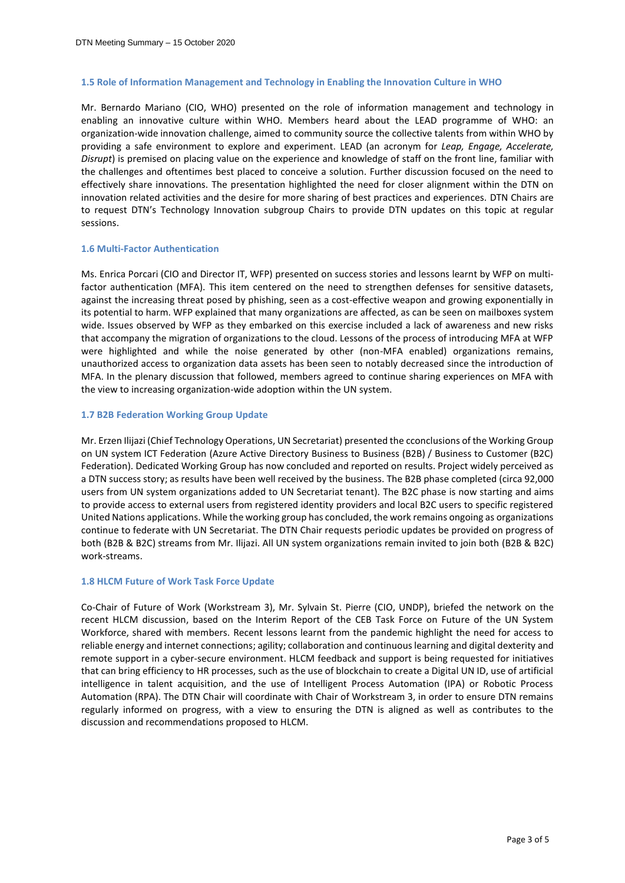### 1.5 Role of Information Management and Technology in Enabling the Innovation Culture in WHO

Mr. Bernardo Mariano (CIO, WHO) presented on the role of information management and technology in enabling an innovative culture within WHO. Members heard about the LEAD programme of WHO: an organization-wide innovation challenge, aimed to community source the collective talents from within WHO by providing a safe environment to explore and experiment. LEAD (an acronym for *Leap, Engage, Accelerate, Disrupt*) is premised on placing value on the experience and knowledge of staff on the front line, familiar with the challenges and oftentimes best placed to conceive a solution. Further discussion focused on the need to effectively share innovations. The presentation highlighted the need for closer alignment within the DTN on innovation related activities and the desire for more sharing of best practices and experiences. DTN Chairs are to request DTN's Technology Innovation subgroup Chairs to provide DTN updates on this topic at regular sessions.

### 1.6 Multi-Factor Authentication

Ms. Enrica Porcari (CIO and Director IT, WFP) presented on success stories and lessons learnt by WFP on multi-factor authentication (MFA). This item centered on the need to strengthen defenses for sensitive datasets, against the increasing threat posed by phishing, seen as a cost-effective weapon and growing exponentially in its potential to harm. WFP explained that many organizations are affected, as can be seen on mailboxes system wide. Issues observed by WFP as they embarked on this exercise included a lack of awareness and new risks that accompany the migration of organizations to the cloud. Lessons of the process of introducing MFA at WFP were highlighted and while the noise generated by other (non-MFA enabled) organizations remains, unauthorized access to organization data assets has been seen to notably decreased since the introduction of MFA. In the plenary discussion that followed, members agreed to continue sharing experiences on MFA with the view to increasing organization-wide adoption within the UN system.

### 1.7 B2B Federation Working Group Update

Mr. Erzen Ilijazi (Chief Technology Operations, UN Secretariat) presented the cconclusions of the Working Group on UN system ICT Federation (Azure Active Directory Business to Business (B2B) / Business to Customer (B2C) Federation). Dedicated Working Group has now concluded and reported on results. Project widely perceived as a DTN success story; as results have been well received by the business. The B2B phase completed (circa 92,000 users from UN system organizations added to UN Secretariat tenant). The B2C phase is now starting and aims to provide access to external users from registered identity providers and local B2C users to specific registered United Nations applications. While the working group has concluded, the work remains ongoing as organizations continue to federate with UN Secretariat. The DTN Chair requests periodic updates be provided on progress of both (B2B & B2C) streams from Mr. Ilijazi. All UN system organizations remain invited to join both (B2B & B2C) work-streams.

### 1.8 HLCM Future of Work Task Force Update

Co-Chair of Future of Work (Workstream 3), Mr. Sylvain St. Pierre (CIO, UNDP), briefed the network on the recent HLCM discussion, based on the Interim Report of the CEB Task Force on Future of the UN System Workforce, shared with members. Recent lessons learnt from the pandemic highlight the need for access to reliable energy and internet connections; agility; collaboration and continuous learning and digital dexterity and remote support in a cyber-secure environment. HLCM feedback and support is being requested for initiatives that can bring efficiency to HR processes, such as the use of blockchain to create a Digital UN ID, use of artificial intelligence in talent acquisition, and the use of Intelligent Process Automation (IPA) or Robotic Process Automation (RPA). The DTN Chair will coordinate with Chair of Workstream 3, in order to ensure DTN remains regularly informed on progress, with a view to ensuring the DTN is aligned as well as contributes to the discussion and recommendations proposed to HLCM.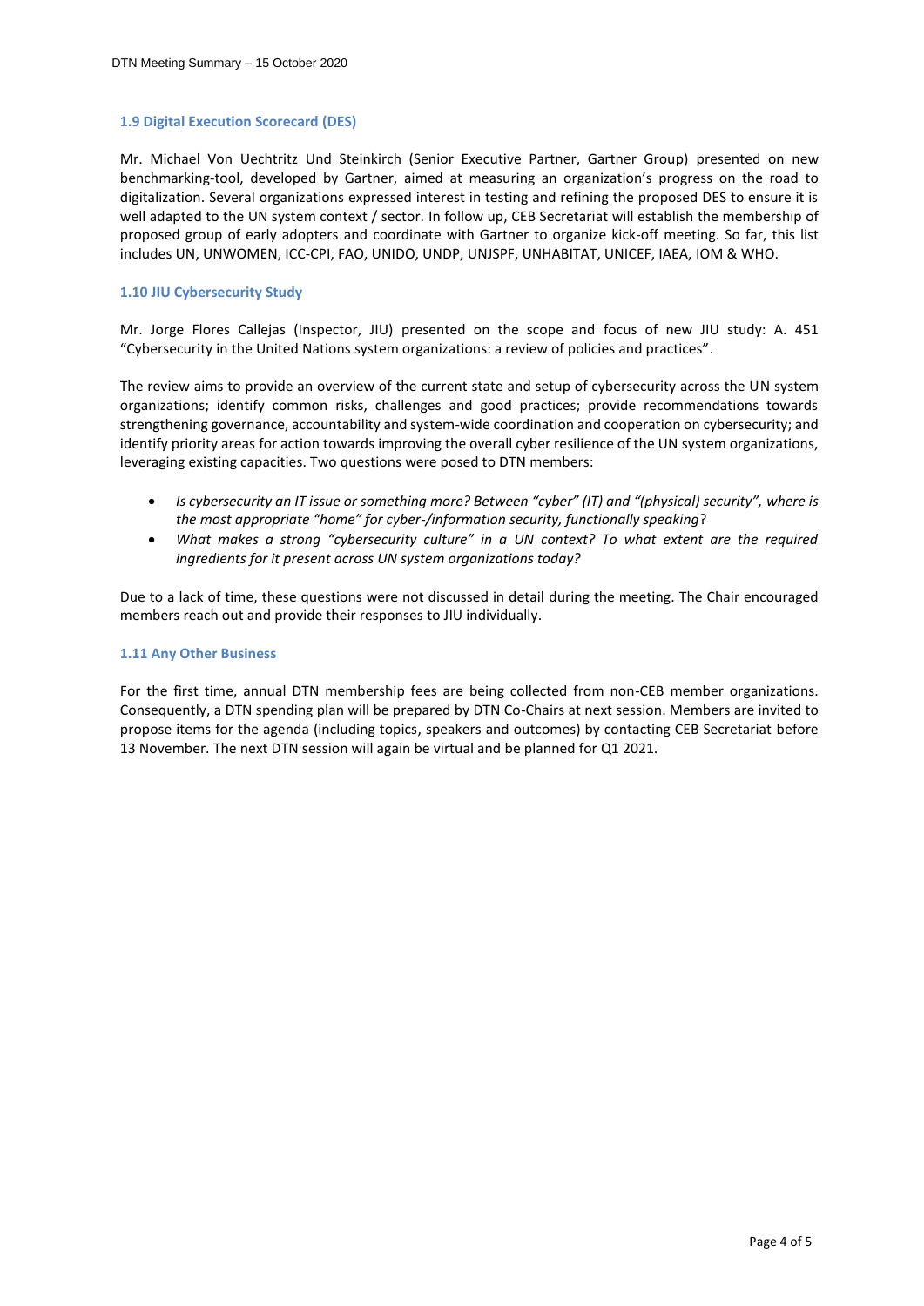### 1.9 Digital Execution Scorecard (DES)

Mr. Michael Von Uechtritz Und Steinkirch (Senior Executive Partner, Gartner Group) presented on new benchmarking-tool, developed by Gartner, aimed at measuring an organization's progress on the road to digitalization. Several organizations expressed interest in testing and refining the proposed DES to ensure it is well adapted to the UN system context / sector. In follow up, CEB Secretariat will establish the membership of proposed group of early adopters and coordinate with Gartner to organize kick-off meeting. So far, this list includes UN, UNWOMEN, ICC-CPI, FAO, UNIDO, UNDP, UNJSPF, UNHABITAT, UNICEF, IAEA, IOM & WHO.

### 1.10 JIU Cybersecurity Study

Mr. Jorge Flores Callejas (Inspector, JIU) presented on the scope and focus of new JIU study: A. 451 "Cybersecurity in the United Nations system organizations: a review of policies and practices".

The review aims to provide an overview of the current state and setup of cybersecurity across the UN system organizations; identify common risks, challenges and good practices; provide recommendations towards strengthening governance, accountability and system-wide coordination and cooperation on cybersecurity; and identify priority areas for action towards improving the overall cyber resilience of the UN system organizations, leveraging existing capacities. Two questions were posed to DTN members:

- *Is cybersecurity an IT issue or something more? Between "cyber" (IT) and "(physical) security", where is the most appropriate "home" for cyber-/information security, functionally speaking*?
- *What makes a strong "cybersecurity culture" in a UN context? To what extent are the required ingredients for it present across UN system organizations today?*

Due to a lack of time, these questions were not discussed in detail during the meeting. The Chair encouraged members reach out and provide their responses to JIU individually.

### 1.11 Any Other Business

For the first time, annual DTN membership fees are being collected from non-CEB member organizations. Consequently, a DTN spending plan will be prepared by DTN Co-Chairs at next session. Members are invited to propose items for the agenda (including topics, speakers and outcomes) by contacting CEB Secretariat before 13 November. The next DTN session will again be virtual and be planned for Q1 2021.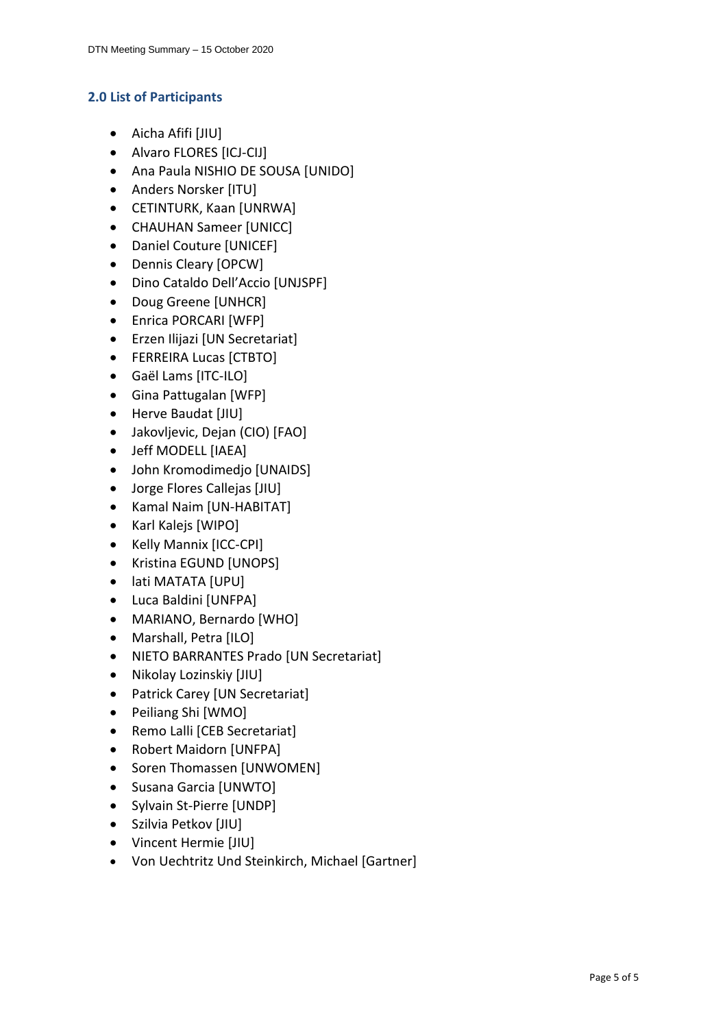## 2.0 List of Participants

- Aicha Afifi [JIU]
- Alvaro FLORES [ICJ-CIJ]
- Ana Paula NISHIO DE SOUSA [UNIDO]
- Anders Norsker [ITU]
- CETINTURK, Kaan [UNRWA]
- CHAUHAN Sameer [UNICC]
- Daniel Couture [UNICEF]
- Dennis Cleary [OPCW]
- Dino Cataldo Dell'Accio [UNJSPF]
- Doug Greene [UNHCR]
- Enrica PORCARI [WFP]
- Erzen Ilijazi [UN Secretariat]
- FERREIRA Lucas [CTBTO]
- Gaël Lams [ITC-ILO]
- Gina Pattugalan [WFP]
- Herve Baudat [JIU]
- Jakovljevic, Dejan (CIO) [FAO]
- Jeff MODELL [IAEA]
- John Kromodimedjo [UNAIDS]
- Jorge Flores Callejas [JIU]
- Kamal Naim [UN-HABITAT]
- Karl Kalejs [WIPO]
- Kelly Mannix [ICC-CPI]
- Kristina EGUND [UNOPS]
- lati MATATA [UPU]
- Luca Baldini [UNFPA]
- MARIANO, Bernardo [WHO]
- Marshall, Petra [ILO]
- NIETO BARRANTES Prado [UN Secretariat]
- Nikolay Lozinskiy [JIU]
- Patrick Carey [UN Secretariat]
- Peiliang Shi [WMO]
- Remo Lalli [CEB Secretariat]
- Robert Maidorn [UNFPA]
- Soren Thomassen [UNWOMEN]
- Susana Garcia [UNWTO]
- Sylvain St-Pierre [UNDP]
- Szilvia Petkov [JIU]
- Vincent Hermie [JIU]
- Von Uechtritz Und Steinkirch, Michael [Gartner]